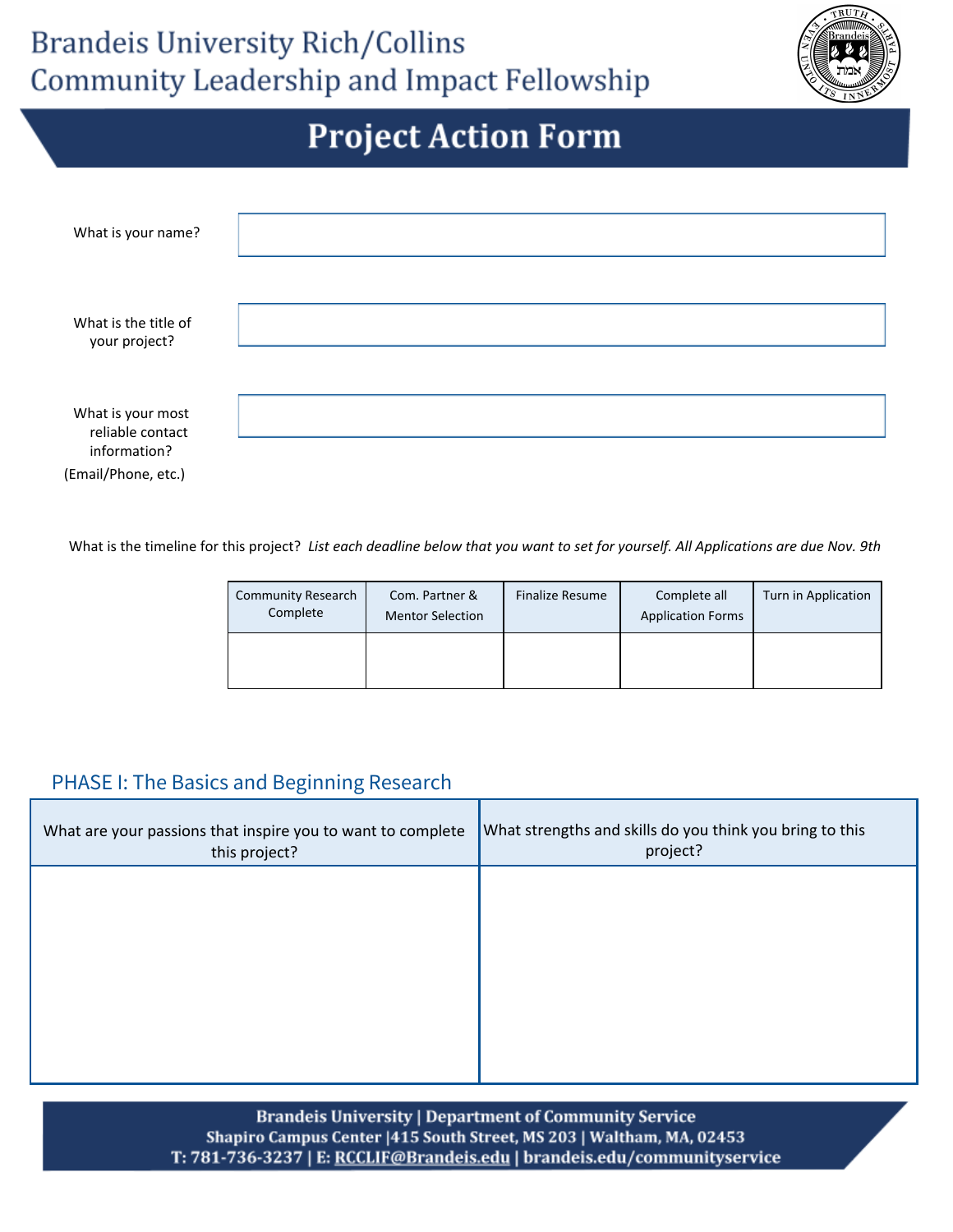# Brandeis University Rich/Collins Community Leadership and Impact Fellowship

## Project Action Form

What is your name?

What is the title of your project?

What is your most reliable contact information? (Email/Phone, etc.)

What is the timeline for this project? *List each deadline below that you want to set for yourself. All Applications are due Nov. 9th*

| Community Research Complete | Com. Partner & Mentor Selection | Finalize Resume | Complete all Application Forms | Turn in Application |
|---|---|---|---|---|
| | | | | |

## PHASE I: The Basics and Beginning Research

| What are your passions that inspire you to want to complete this project? | What strengths and skills do you think you bring to this project? |
|---|---|
| | |

**Brandeis University | Department of Community Service**
**Shapiro Campus Center |415 South Street, MS 203 | Waltham, MA, 02453**
**T: 781-736-3237 | E: RCCLIF@Brandeis.edu | brandeis.edu/communityservice**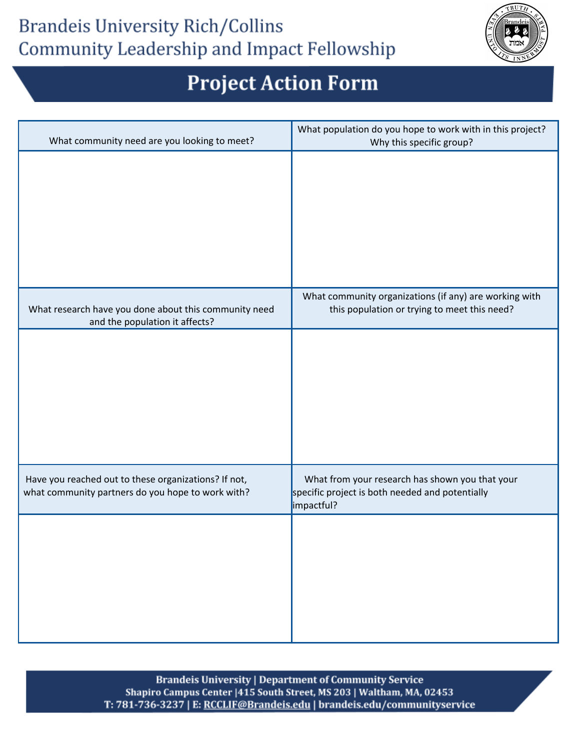# Brandeis University Rich/Collins Community Leadership and Impact Fellowship

## Project Action Form

| What community need are you looking to meet? | What population do you hope to work with in this project? Why this specific group? |
| --- | --- |
| | |
| **What research have you done about this community need and the population it affects?** | **What community organizations (if any) are working with this population or trying to meet this need?** |
| | |
| **Have you reached out to these organizations? If not, what community partners do you hope to work with?** | **What from your research has shown you that your specific project is both needed and potentially impactful?** |
| | |

**Brandeis University | Department of Community Service**
**Shapiro Campus Center |415 South Street, MS 203 | Waltham, MA, 02453**
**T: 781-736-3237 | E: RCCLIF@Brandeis.edu | brandeis.edu/communityservice**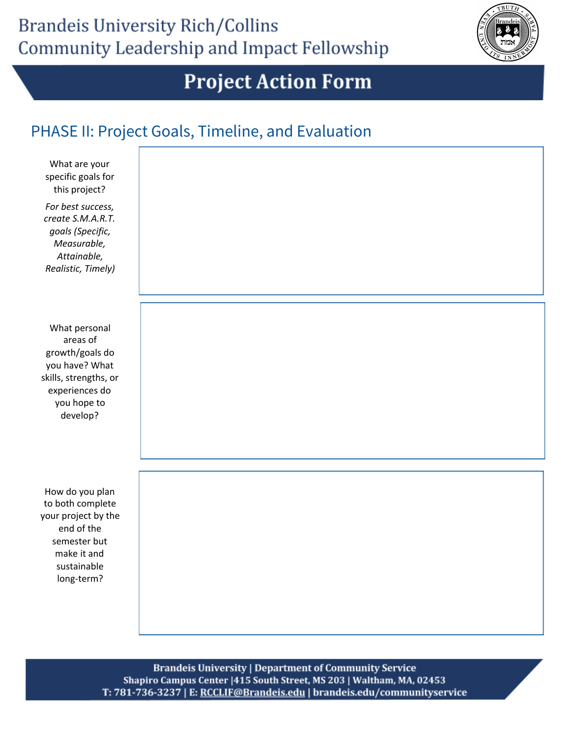# Brandeis University Rich/Collins Community Leadership and Impact Fellowship

## Project Action Form

### PHASE II: Project Goals, Timeline, and Evaluation

| | |
|---|---|
| What are your specific goals for this project? *For best success, create S.M.A.R.T. goals (Specific, Measurable, Attainable, Realistic, Timely)* | |
| What personal areas of growth/goals do you have? What skills, strengths, or experiences do you hope to develop? | |
| How do you plan to both complete your project by the end of the semester but make it and sustainable long-term? | |

**Brandeis University | Department of Community Service**
**Shapiro Campus Center |415 South Street, MS 203 | Waltham, MA, 02453**
**T: 781-736-3237 | E: RCCLIF@Brandeis.edu | brandeis.edu/communityservice**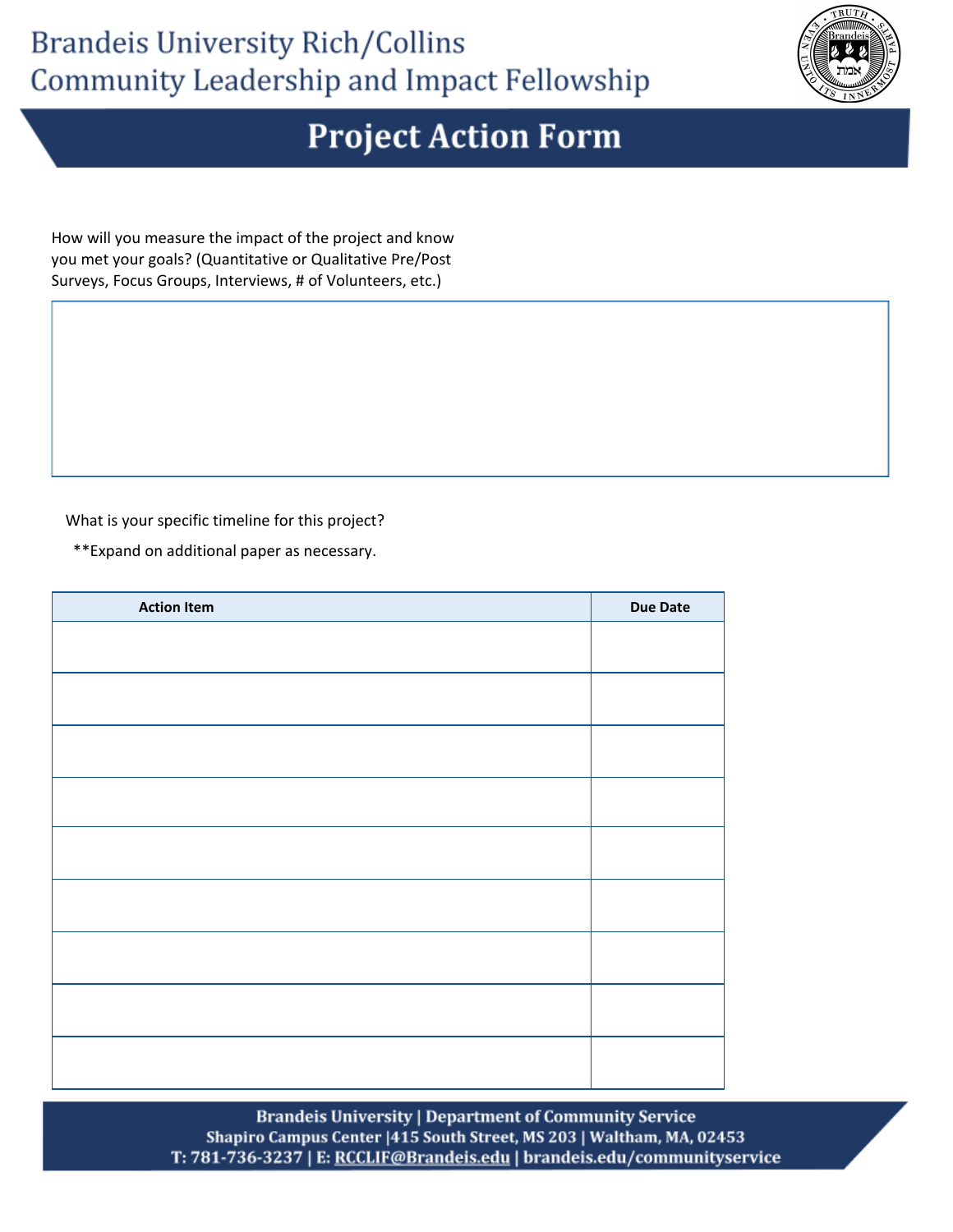# Brandeis University Rich/Collins Community Leadership and Impact Fellowship

## Project Action Form

How will you measure the impact of the project and know you met your goals? (Quantitative or Qualitative Pre/Post Surveys, Focus Groups, Interviews, # of Volunteers, etc.)

What is your specific timeline for this project?

**Expand on additional paper as necessary.

| Action Item | Due Date |
|---|---|
| | |
| | |
| | |
| | |
| | |
| | |
| | |
| | |
| | |

Brandeis University | Department of Community Service
Shapiro Campus Center |415 South Street, MS 203 | Waltham, MA, 02453
T: 781-736-3237 | E: RCCLIF@Brandeis.edu | brandeis.edu/communityservice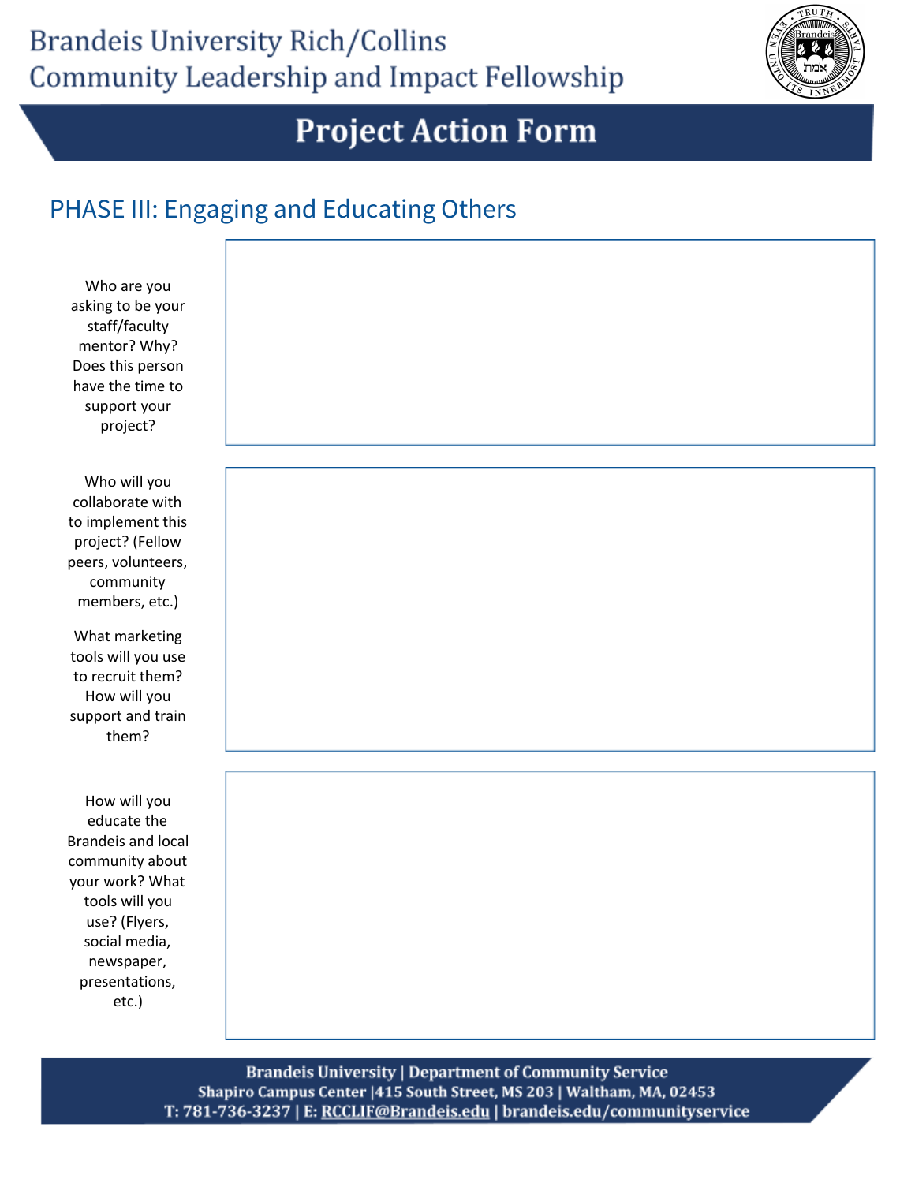# Brandeis University Rich/Collins Community Leadership and Impact Fellowship

## Project Action Form

### PHASE III: Engaging and Educating Others

| | |
|---|---|
| Who are you asking to be your staff/faculty mentor? Why? Does this person have the time to support your project? | |
| Who will you collaborate with to implement this project? (Fellow peers, volunteers, community members, etc.)<br><br>What marketing tools will you use to recruit them? How will you support and train them? | |
| How will you educate the Brandeis and local community about your work? What tools will you use? (Flyers, social media, newspaper, presentations, etc.) | |

**Brandeis University | Department of Community Service**
**Shapiro Campus Center |415 South Street, MS 203 | Waltham, MA, 02453**
**T: 781-736-3237 | E: RCCLIF@Brandeis.edu | brandeis.edu/communityservice**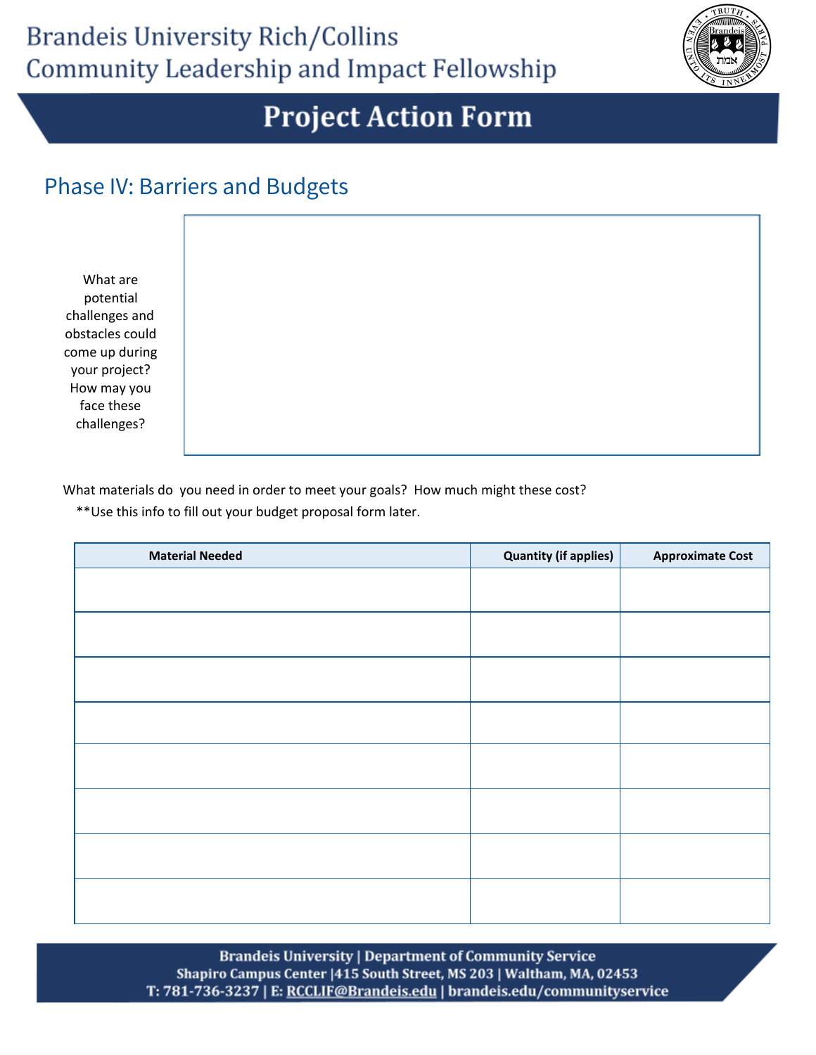# Brandeis University Rich/Collins Community Leadership and Impact Fellowship

## Project Action Form

### Phase IV: Barriers and Budgets

What are potential challenges and obstacles could come up during your project? How may you face these challenges?

What materials do  you need in order to meet your goals?  How much might these cost?

**Use this info to fill out your budget proposal form later.

| Material Needed | Quantity (if applies) | Approximate Cost |
|---|---|---|
| | | |
| | | |
| | | |
| | | |
| | | |
| | | |
| | | |
| | | |

**Brandeis University | Department of Community Service**
**Shapiro Campus Center |415 South Street, MS 203 | Waltham, MA, 02453**
**T: 781-736-3237 | E: RCCLIF@Brandeis.edu | brandeis.edu/communityservice**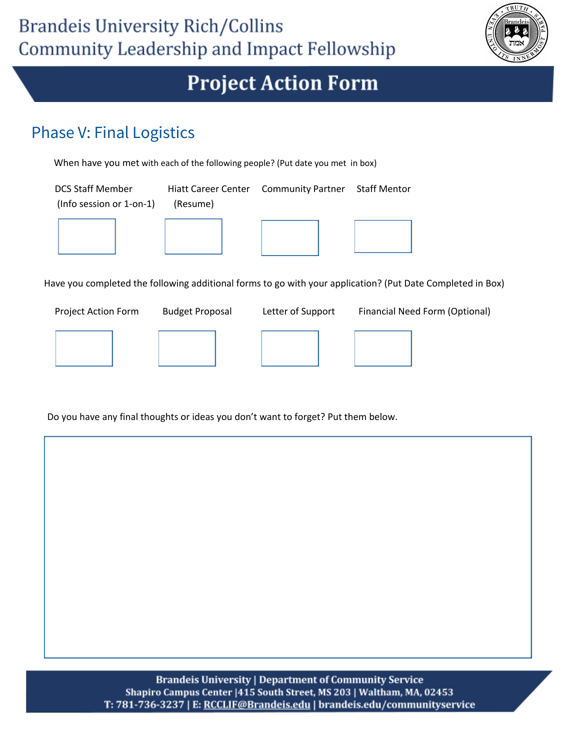# Brandeis University Rich/Collins Community Leadership and Impact Fellowship

## Project Action Form

### Phase V: Final Logistics

When have you met with each of the following people? (Put date you met in box)

| DCS Staff Member (Info session or 1-on-1) | Hiatt Career Center (Resume) | Community Partner | Staff Mentor |
|---|---|---|---|
| | | | |

Have you completed the following additional forms to go with your application? (Put Date Completed in Box)

| Project Action Form | Budget Proposal | Letter of Support | Financial Need Form (Optional) |
|---|---|---|---|
| | | | |

Do you have any final thoughts or ideas you don't want to forget? Put them below.

**Brandeis University | Department of Community Service**
**Shapiro Campus Center |415 South Street, MS 203 | Waltham, MA, 02453**
**T: 781-736-3237 | E: RCCLIF@Brandeis.edu | brandeis.edu/communityservice**